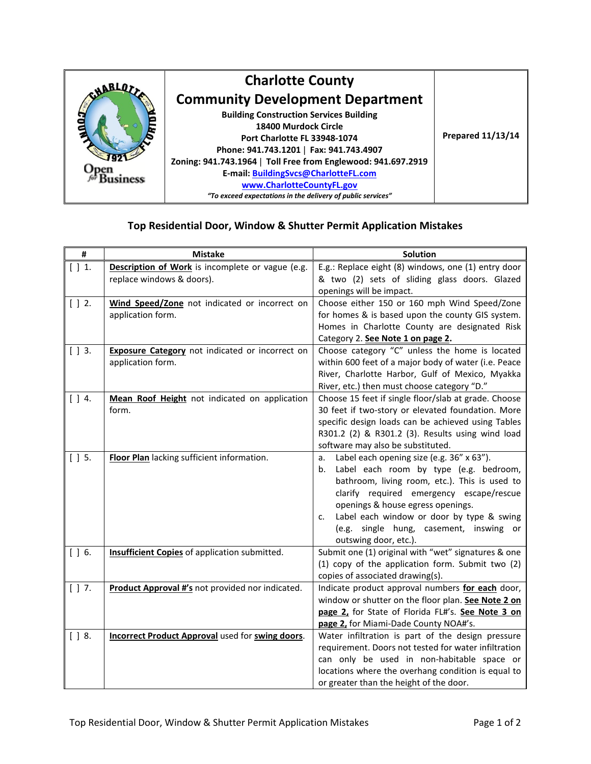# Charlotte County

## Community Development Department

**Building Construction Services Building**
**18400 Murdock Circle**
**Port Charlotte FL 33948-1074**
**Phone: 941.743.1201 | Fax: 941.743.4907**
**Zoning: 941.743.1964 | Toll Free from Englewood: 941.697.2919**
**E-mail: BuildingSvcs@CharlotteFL.com**
**www.CharlotteCountyFL.gov**
*"To exceed expectations in the delivery of public services"*

**Prepared 11/13/14**

## Top Residential Door, Window & Shutter Permit Application Mistakes

| # | Mistake | Solution |
|---|---|---|
| [ ] 1. | **Description of Work** is incomplete or vague (e.g. replace windows & doors). | E.g.: Replace eight (8) windows, one (1) entry door & two (2) sets of sliding glass doors. Glazed openings will be impact. |
| [ ] 2. | **Wind Speed/Zone** not indicated or incorrect on application form. | Choose either 150 or 160 mph Wind Speed/Zone for homes & is based upon the county GIS system. Homes in Charlotte County are designated Risk Category 2. **See Note 1 on page 2.** |
| [ ] 3. | **Exposure Category** not indicated or incorrect on application form. | Choose category "C" unless the home is located within 600 feet of a major body of water (i.e. Peace River, Charlotte Harbor, Gulf of Mexico, Myakka River, etc.) then must choose category "D." |
| [ ] 4. | **Mean Roof Height** not indicated on application form. | Choose 15 feet if single floor/slab at grade. Choose 30 feet if two-story or elevated foundation. More specific design loads can be achieved using Tables R301.2 (2) & R301.2 (3). Results using wind load software may also be substituted. |
| [ ] 5. | **Floor Plan** lacking sufficient information. | a. Label each opening size (e.g. 36" x 63").<br>b. Label each room by type (e.g. bedroom, bathroom, living room, etc.). This is used to clarify required emergency escape/rescue openings & house egress openings.<br>c. Label each window or door by type & swing (e.g. single hung, casement, inswing or outswing door, etc.). |
| [ ] 6. | **Insufficient Copies** of application submitted. | Submit one (1) original with "wet" signatures & one (1) copy of the application form. Submit two (2) copies of associated drawing(s). |
| [ ] 7. | **Product Approval #'s** not provided nor indicated. | Indicate product approval numbers **for each** door, window or shutter on the floor plan. **See Note 2 on page 2,** for State of Florida FL#'s. **See Note 3 on page 2,** for Miami-Dade County NOA#'s. |
| [ ] 8. | **Incorrect Product Approval** used for **swing doors**. | Water infiltration is part of the design pressure requirement. Doors not tested for water infiltration can only be used in non-habitable space or locations where the overhang condition is equal to or greater than the height of the door. |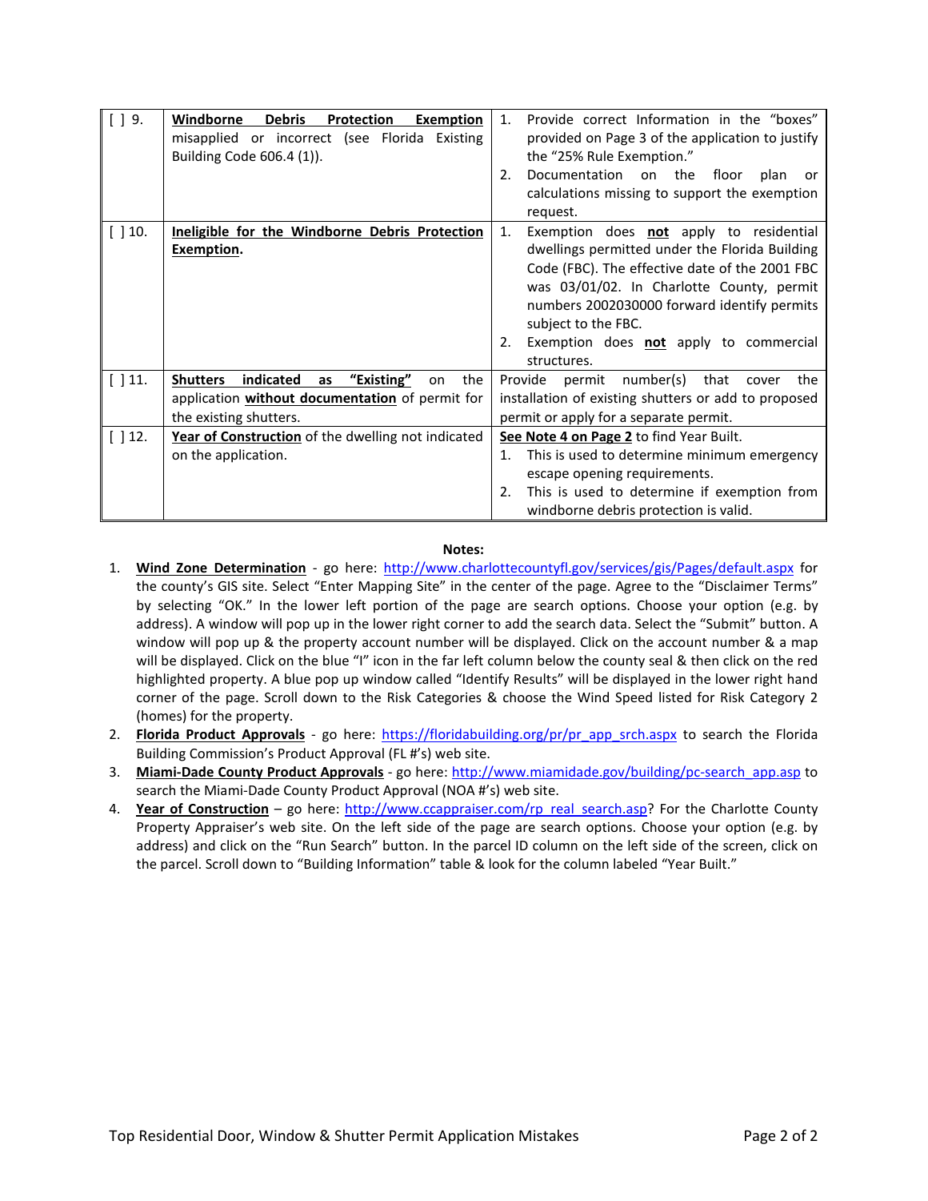| | | |
|---|---|---|
| [ ] 9. | **Windborne Debris Protection Exemption** misapplied or incorrect (see Florida Existing Building Code 606.4 (1)). | 1. Provide correct Information in the "boxes" provided on Page 3 of the application to justify the "25% Rule Exemption."<br>2. Documentation on the floor plan or calculations missing to support the exemption request. |
| [ ] 10. | **Ineligible for the Windborne Debris Protection Exemption.** | 1. Exemption does **not** apply to residential dwellings permitted under the Florida Building Code (FBC). The effective date of the 2001 FBC was 03/01/02. In Charlotte County, permit numbers 2002030000 forward identify permits subject to the FBC.<br>2. Exemption does **not** apply to commercial structures. |
| [ ] 11. | **Shutters indicated as "Existing"** on the application **without documentation** of permit for the existing shutters. | Provide permit number(s) that cover the installation of existing shutters or add to proposed permit or apply for a separate permit. |
| [ ] 12. | **Year of Construction** of the dwelling not indicated on the application. | **See Note 4 on Page 2** to find Year Built.<br>1. This is used to determine minimum emergency escape opening requirements.<br>2. This is used to determine if exemption from windborne debris protection is valid. |

**Notes:**

1. **Wind Zone Determination** - go here: http://www.charlottecountyfl.gov/services/gis/Pages/default.aspx for the county's GIS site. Select "Enter Mapping Site" in the center of the page. Agree to the "Disclaimer Terms" by selecting "OK." In the lower left portion of the page are search options. Choose your option (e.g. by address). A window will pop up in the lower right corner to add the search data. Select the "Submit" button. A window will pop up & the property account number will be displayed. Click on the account number & a map will be displayed. Click on the blue "I" icon in the far left column below the county seal & then click on the red highlighted property. A blue pop up window called "Identify Results" will be displayed in the lower right hand corner of the page. Scroll down to the Risk Categories & choose the Wind Speed listed for Risk Category 2 (homes) for the property.
2. **Florida Product Approvals** - go here: https://floridabuilding.org/pr/pr_app_srch.aspx to search the Florida Building Commission's Product Approval (FL #'s) web site.
3. **Miami-Dade County Product Approvals** - go here: http://www.miamidade.gov/building/pc-search_app.asp to search the Miami-Dade County Product Approval (NOA #'s) web site.
4. **Year of Construction** – go here: http://www.ccappraiser.com/rp_real_search.asp? For the Charlotte County Property Appraiser's web site. On the left side of the page are search options. Choose your option (e.g. by address) and click on the "Run Search" button. In the parcel ID column on the left side of the screen, click on the parcel. Scroll down to "Building Information" table & look for the column labeled "Year Built."